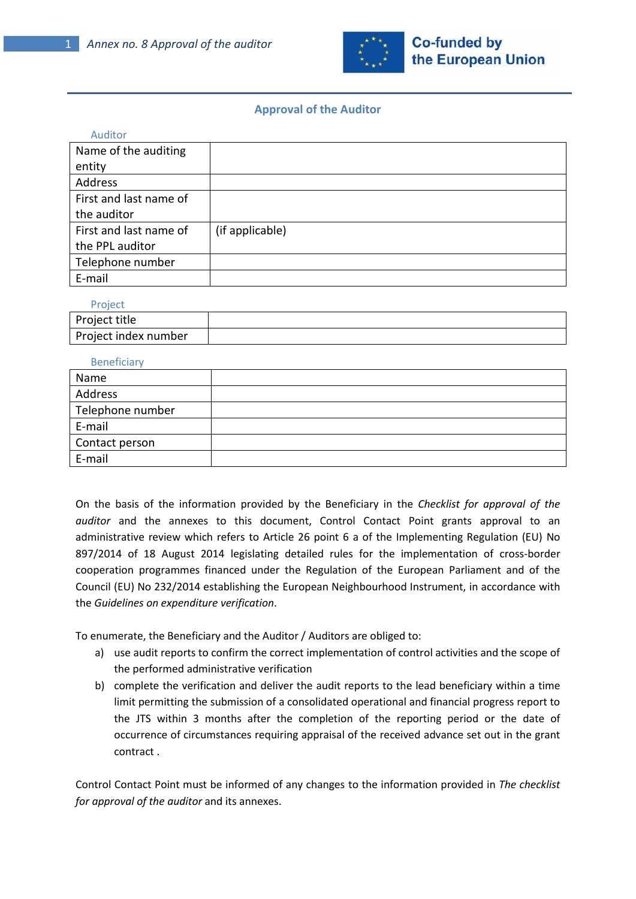## Approval of the Auditor

Auditor

| | |
|---|---|
| Name of the auditing entity | |
| Address | |
| First and last name of the auditor | |
| First and last name of the PPL auditor | (if applicable) |
| Telephone number | |
| E-mail | |

Project

| | |
|---|---|
| Project title | |
| Project index number | |

Beneficiary

| | |
|---|---|
| Name | |
| Address | |
| Telephone number | |
| E-mail | |
| Contact person | |
| E-mail | |

On the basis of the information provided by the Beneficiary in the *Checklist for approval of the auditor* and the annexes to this document, Control Contact Point grants approval to an administrative review which refers to Article 26 point 6 a of the Implementing Regulation (EU) No 897/2014 of 18 August 2014 legislating detailed rules for the implementation of cross-border cooperation programmes financed under the Regulation of the European Parliament and of the Council (EU) No 232/2014 establishing the European Neighbourhood Instrument, in accordance with the *Guidelines on expenditure verification*.

To enumerate, the Beneficiary and the Auditor / Auditors are obliged to:

a) use audit reports to confirm the correct implementation of control activities and the scope of the performed administrative verification

b) complete the verification and deliver the audit reports to the lead beneficiary within a time limit permitting the submission of a consolidated operational and financial progress report to the JTS within 3 months after the completion of the reporting period or the date of occurrence of circumstances requiring appraisal of the received advance set out in the grant contract .

Control Contact Point must be informed of any changes to the information provided in *The checklist for approval of the auditor* and its annexes.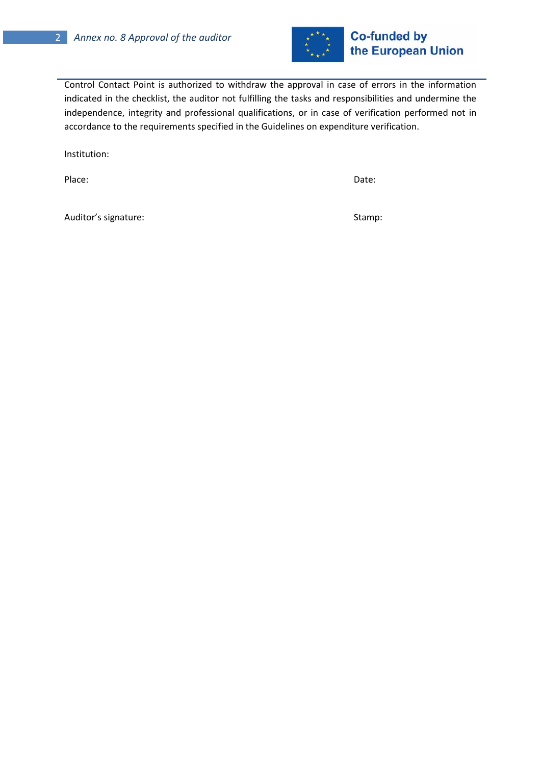Control Contact Point is authorized to withdraw the approval in case of errors in the information indicated in the checklist, the auditor not fulfilling the tasks and responsibilities and undermine the independence, integrity and professional qualifications, or in case of verification performed not in accordance to the requirements specified in the Guidelines on expenditure verification.

Institution:

Place: Date:

Auditor's signature: Stamp: